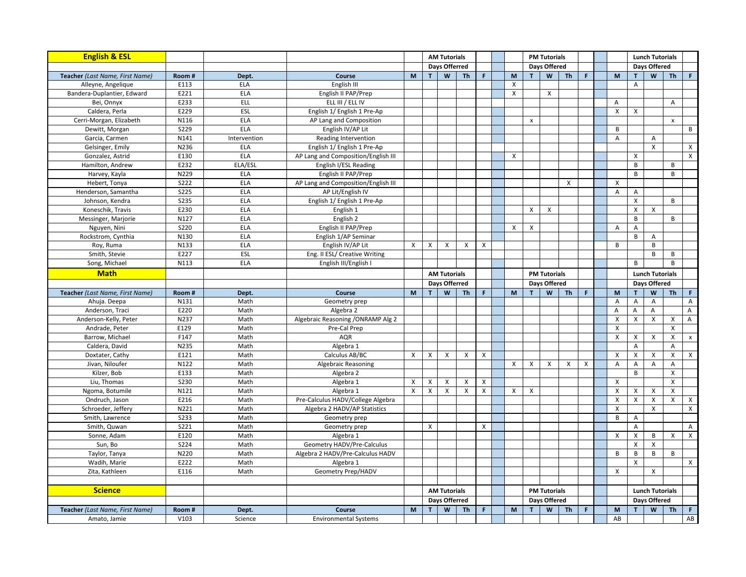## English & ESL

| Teacher *(Last Name, First Name)* | Room # | Dept. | Course | AM Tutorials Days Offerred | | | | | PM Tutorials Days Offered | | | | | Lunch Tutorials Days Offered | | | | |
|---|---|---|---|---|---|---|---|---|---|---|---|---|---|---|---|---|---|---|
| | | | | M | T | W | Th | F | M | T | W | Th | F | M | T | W | Th | F |
| Alleyne, Angelique | E113 | ELA | English III | | | | | | X | | | | | | A | | | |
| Bandera-Duplantier, Edward | E221 | ELA | English II PAP/Prep | | | | | | X | | X | | | | | | | |
| Bei, Onnyx | E233 | ELL | ELL III / ELL IV | | | | | | | | | | | A | | | A | |
| Caldera, Perla | E229 | ESL | English 1/ English 1 Pre-Ap | | | | | | | | | | | X | X | | | |
| Cerri-Morgan, Elizabeth | N116 | ELA | AP Lang and Composition | | | | | | | x | | | | | | | x | |
| Dewitt, Morgan | S229 | ELA | English IV/AP Lit | | | | | | | | | | | B | | | | B |
| Garcia, Carmen | N141 | Intervention | Reading Intervention | | | | | | | | | | | A | | A | | |
| Gelsinger, Emily | N236 | ELA | English 1/ English 1 Pre-Ap | | | | | | | | | | | | | X | | X |
| Gonzalez, Astrid | E130 | ELA | AP Lang and Composition/English III | | | | | | X | | | | | | X | | | X |
| Hamilton, Andrew | E232 | ELA/ESL | English I/ESL Reading | | | | | | | | | | | | B | | B | |
| Harvey, Kayla | N229 | ELA | English II PAP/Prep | | | | | | | | | | | | B | | B | |
| Hebert, Tonya | S222 | ELA | AP Lang and Composition/English III | | | | | | | | | X | | X | | | | |
| Henderson, Samantha | S225 | ELA | AP Lit/English IV | | | | | | | | | | | A | A | | | |
| Johnson, Kendra | S235 | ELA | English 1/ English 1 Pre-Ap | | | | | | | | | | | | X | | B | |
| Koneschik, Travis | E230 | ELA | English 1 | | | | | | | X | X | | | | X | X | | |
| Messinger, Marjorie | N127 | ELA | English 2 | | | | | | | | | | | | B | | B | |
| Nguyen, Nini | S220 | ELA | English II PAP/Prep | | | | | | X | X | | | | A | A | | | |
| Rockstrom, Cynthia | N130 | ELA | English 1/AP Seminar | | | | | | | | | | | | B | A | | |
| Roy, Ruma | N133 | ELA | English IV/AP Lit | X | X | X | X | X | | | | | | B | | B | | |
| Smith, Stevie | E227 | ESL | Eng. II ESL/ Creative Writing | | | | | | | | | | | | | B | B | |
| Song, Michael | N113 | ELA | English III/English I | | | | | | | | | | | | B | | B | |

## Math

| Teacher *(Last Name, First Name)* | Room # | Dept. | Course | AM Tutorials Days Offerred | | | | | PM Tutorials Days Offered | | | | | Lunch Tutorials Days Offered | | | | |
|---|---|---|---|---|---|---|---|---|---|---|---|---|---|---|---|---|---|---|
| | | | | M | T | W | Th | F | M | T | W | Th | F | M | T | W | Th | F |
| Ahuja. Deepa | N131 | Math | Geometry prep | | | | | | | | | | | A | A | A | | A |
| Anderson, Traci | E220 | Math | Algebra 2 | | | | | | | | | | | A | A | A | | A |
| Anderson-Kelly, Peter | N237 | Math | Algebraic Reasoning /ONRAMP Alg 2 | | | | | | | | | | | X | X | X | X | A |
| Andrade, Peter | E129 | Math | Pre-Cal Prep | | | | | | | | | | | X | | | X | |
| Barrow, Michael | F147 | Math | AQR | | | | | | | | | | | X | X | X | X | x |
| Caldera, David | N235 | Math | Algebra 1 | | | | | | | | | | | | A | | A | |
| Doxtater, Cathy | E121 | Math | Calculus AB/BC | X | X | X | X | X | | | | | | X | X | X | X | X |
| Jivan, Niloufer | N122 | Math | Algebraic Reasoning | | | | | | X | X | X | X | X | A | A | A | | |
| Kilzer, Bob | E133 | Math | Algebra 2 | | | | | | | | | | | | B | | X | |
| Liu, Thomas | S230 | Math | Algebra 1 | X | X | X | X | X | | | | | | X | | | X | |
| Ngoma, Botumile | N121 | Math | Algebra 1 | X | X | X | X | X | X | X | | | | X | X | X | X | |
| Ondruch, Jason | E216 | Math | Pre-Calculus HADV/College Algebra | | | | | | | | | | | X | X | X | X | X |
| Schroeder, Jeffery | N221 | Math | Algebra 2 HADV/AP Statistics | | | | | | | | | | | X | | X | | X |
| Smith, Lawrence | S233 | Math | Geometry prep | | | | | | | | | | | B | A | | | |
| Smith, Quwan | S221 | Math | Geometry prep | | X | | | X | | | | | | | A | | | A |
| Sonne, Adam | E120 | Math | Algebra 1 | | | | | | | | | | | X | X | B | X | X |
| Sun, Bo | S224 | Math | Geometry HADV/Pre-Calculus | | | | | | | | | | | | X | X | | |
| Taylor, Tanya | N220 | Math | Algebra 2 HADV/Pre-Calculus HADV | | | | | | | | | | | B | B | B | B | |
| Wadih, Marie | E222 | Math | Algebra 1 | | | | | | | | | | | | X | | | X |
| Zita, Kathleen | E116 | Math | Geometry Prep/HADV | | | | | | | | | | | X | | X | | |

## Science

| Teacher *(Last Name, First Name)* | Room # | Dept. | Course | AM Tutorials Days Offerred | | | | | PM Tutorials Days Offered | | | | | Lunch Tutorials Days Offered | | | | |
|---|---|---|---|---|---|---|---|---|---|---|---|---|---|---|---|---|---|---|
| | | | | M | T | W | Th | F | M | T | W | Th | F | M | T | W | Th | F |
| Amato, Jamie | V103 | Science | Environmental Systems | | | | | | | | | | | AB | | | | AB |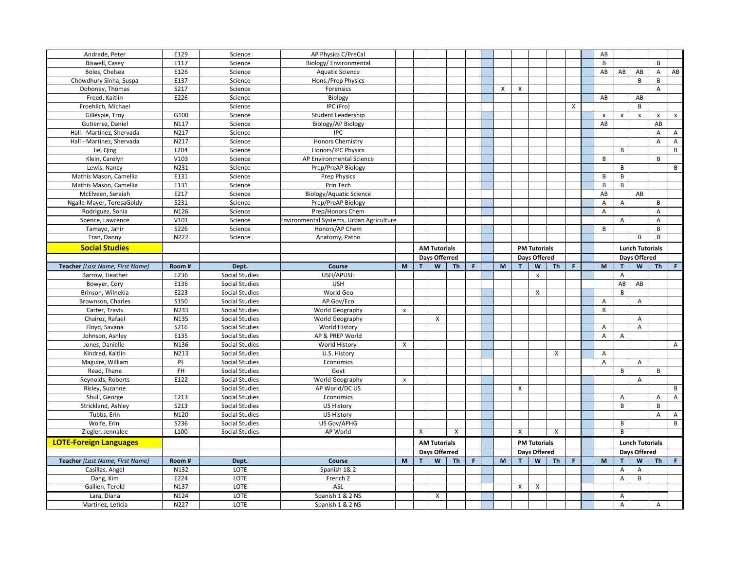| | | | | | | | | | | | | | | | | | | |
|---|---|---|---|---|---|---|---|---|---|---|---|---|---|---|---|---|---|---|
| Andrade, Peter | E129 | Science | AP Physics C/PreCal | | | | | | | | | | | AB | | | | |
| Biswell, Casey | E117 | Science | Biology/ Environmental | | | | | | | | | | | B | | | B | |
| Boles, Chelsea | E126 | Science | Aquatic Science | | | | | | | | | | | AB | AB | AB | A | AB |
| Chowdhury Sinha, Suspa | E137 | Science | Hons./Prep Physics | | | | | | | | | | | | | B | B | |
| Dohoney, Thomas | S217 | Science | Forensics | | | | | | X | X | | | | | | | A | |
| Freed, Kaitlin | E226 | Science | Biology | | | | | | | | | | | AB | | AB | | |
| Froehlich, Michael | | Science | IPC (Fro) | | | | | | | | | | X | | | B | | |
| Gillespie, Troy | G100 | Science | Student Leadership | | | | | | | | | | | x | x | x | x | x |
| Gutierrez, Daniel | N117 | Science | Biology/AP Biology | | | | | | | | | | | AB | | | AB | |
| Hall - Martinez, Shervada | N217 | Science | IPC | | | | | | | | | | | | | | A | A |
| Hall - Martinez, Shervada | N217 | Science | Honors Chemistry | | | | | | | | | | | | | | A | A |
| Jie, Qing | L204 | Science | Honors/IPC Physics | | | | | | | | | | | | B | | | B |
| Klein, Carolyn | V103 | Science | AP Environmental Science | | | | | | | | | | | B | | | B | |
| Lewis, Nancy | N231 | Science | Prep/PreAP Biology | | | | | | | | | | | | B | | | B |
| Mathis Mason, Camellia | E131 | Science | Prep Physics | | | | | | | | | | | B | B | | | |
| Mathis Mason, Camellia | E131 | Science | Prin Tech | | | | | | | | | | | B | B | | | |
| McElveen, Seraiah | E217 | Science | Biology/Aquatic Science | | | | | | | | | | | AB | | AB | | |
| Ngalle-Mayer, ToresaGoldy | S231 | Science | Prep/PreAP Biology | | | | | | | | | | | A | A | | B | |
| Rodriguez, Sonia | N126 | Science | Prep/Honors Chem | | | | | | | | | | | A | | | A | |
| Spence, Lawrence | V101 | Science | Environmental Systems, Urban Agriculture | | | | | | | | | | | | A | | A | |
| Tamayo, Jahir | S226 | Science | Honors/AP Chem | | | | | | | | | | | B | | | B | |
| Tran, Danny | N222 | Science | Anatomy, Patho | | | | | | | | | | | | | B | B | |

## Social Studies

| | | | | AM Tutorials | | | | | PM Tutorials | | | | | Lunch Tutorials | | | | |
|---|---|---|---|---|---|---|---|---|---|---|---|---|---|---|---|---|---|---|
| | | | | Days Offerred | | | | | Days Offered | | | | | Days Offered | | | | |
| **Teacher** *(Last Name, First Name)* | **Room #** | **Dept.** | **Course** | **M** | **T** | **W** | **Th** | **F** | **M** | **T** | **W** | **Th** | **F** | **M** | **T** | **W** | **Th** | **F** |
| Barrow, Heather | E236 | Social Studies | USH/APUSH | | | | | | | | x | | | | A | | | |
| Bowyer, Cory | E136 | Social Studies | USH | | | | | | | | | | | | AB | AB | | |
| Brinson, Wilnekia | E223 | Social Studies | World Geo | | | | | | | | X | | | | B | | | |
| Brownson, Charles | S150 | Social Studies | AP Gov/Eco | | | | | | | | | | | A | | A | | |
| Carter, Travis | N233 | Social Studies | World Geography | x | | | | | | | | | | B | | | | |
| Chairez, Rafael | N135 | Social Studies | World Geography | | | X | | | | | | | | | | A | | |
| Floyd, Savana | S216 | Social Studies | World History | | | | | | | | | | | A | | A | | |
| Johnson, Ashley | E135 | Social Studies | AP & PREP World | | | | | | | | | | | A | A | | | |
| Jones, Danielle | N136 | Social Studies | World History | X | | | | | | | | | | | | | | A |
| Kindred, Kaitlin | N213 | Social Studies | U.S. History | | | | | | | | | X | | A | | | | |
| Maguire, William | PL | Social Studies | Economics | | | | | | | | | | | A | | A | | |
| Read, Thane | FH | Social Studies | Govt | | | | | | | | | | | | B | | B | |
| Reynolds, Roberts | E122 | Social Studies | World Geography | x | | | | | | | | | | | | A | | |
| Risley, Suzanne | | Social Studies | AP World/DC US | | | | | | | X | | | | | | | | B |
| Shull, George | E213 | Social Studies | Economics | | | | | | | | | | | | A | | A | A |
| Strickland, Ashley | S213 | Social Studies | US History | | | | | | | | | | | | B | | B | |
| Tubbs, Erin | N120 | Social Studies | US History | | | | | | | | | | | | | | A | A |
| Wolfe, Erin | S236 | Social Studies | US Gov/APHG | | | | | | | | | | | | B | | | B |
| Ziegler, Jennalee | L100 | Social Studies | AP World | | X | | X | | | X | | X | | | B | | | |

## LOTE-Foreign Languages

| | | | | AM Tutorials | | | | | PM Tutorials | | | | | Lunch Tutorials | | | | |
|---|---|---|---|---|---|---|---|---|---|---|---|---|---|---|---|---|---|---|
| | | | | Days Offerred | | | | | Days Offered | | | | | Days Offered | | | | |
| **Teacher** *(Last Name, First Name)* | **Room #** | **Dept.** | **Course** | **M** | **T** | **W** | **Th** | **F** | **M** | **T** | **W** | **Th** | **F** | **M** | **T** | **W** | **Th** | **F** |
| Casillas, Angel | N132 | LOTE | Spanish 1& 2 | | | | | | | | | | | | A | A | | |
| Dang, Kim | E224 | LOTE | French 2 | | | | | | | | | | | | A | B | | |
| Gallien, Terold | N137 | LOTE | ASL | | | | | | | X | X | | | | | | | |
| Lara, Diana | N124 | LOTE | Spanish 1 & 2 NS | | | X | | | | | | | | | A | | | |
| Martinez, Leticia | N227 | LOTE | Spanish 1 & 2 NS | | | | | | | | | | | | A | | A | |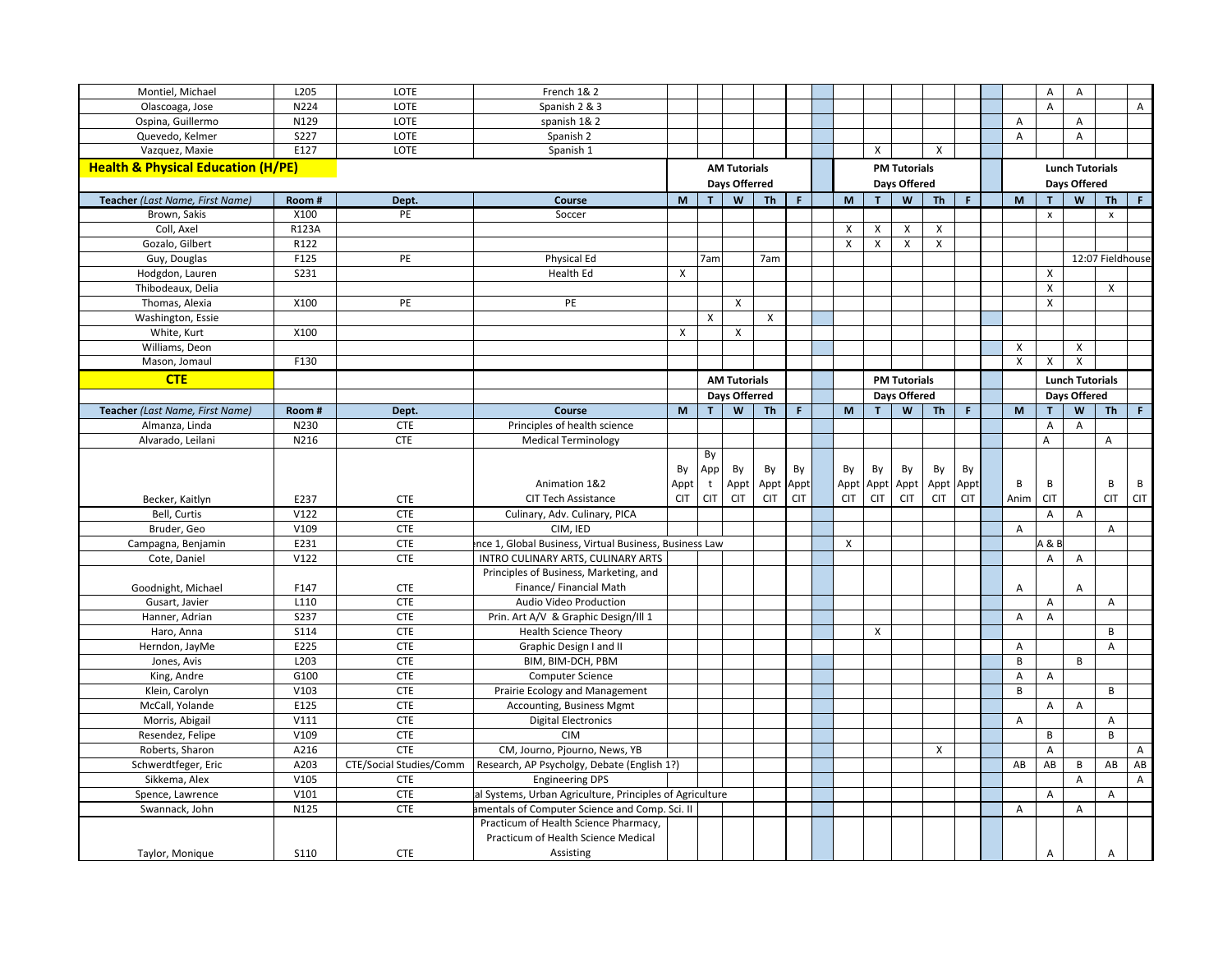| Teacher (Last Name, First Name) | Room # | Dept. | Course | M | T | W | Th | F | | M | T | W | Th | F | | M | T | W | Th | F |
|---|---|---|---|---|---|---|---|---|---|---|---|---|---|---|---|---|---|---|---|---|
| Montiel, Michael | L205 | LOTE | French 1& 2 | | | | | | | | | | | | | | A | A | | |
| Olascoaga, Jose | N224 | LOTE | Spanish 2 & 3 | | | | | | | | | | | | | | A | | | A |
| Ospina, Guillermo | N129 | LOTE | spanish 1& 2 | | | | | | | | | | | | | A | | A | | |
| Quevedo, Kelmer | S227 | LOTE | Spanish 2 | | | | | | | | | | | | | A | | A | | |
| Vazquez, Maxie | E127 | LOTE | Spanish 1 | | | | | | | | X | | X | | | | | | | |

## Health & Physical Education (H/PE)

| Teacher (Last Name, First Name) | Room # | Dept. | Course | AM Tutorials Days Offered M | T | W | Th | F | | PM Tutorials Days Offered M | T | W | Th | F | | Lunch Tutorials Days Offered M | T | W | Th | F |
|---|---|---|---|---|---|---|---|---|---|---|---|---|---|---|---|---|---|---|---|---|
| Brown, Sakis | X100 | PE | Soccer | | | | | | | | | | | | | | x | | x | |
| Coll, Axel | R123A | | | | | | | | | X | X | X | X | | | | | | | |
| Gozalo, Gilbert | R122 | | | | | | | | | X | X | X | X | | | | | | | |
| Guy, Douglas | F125 | PE | Physical Ed | | 7am | | 7am | | | | | | | | | | | 12:07 Fieldhouse | | |
| Hodgdon, Lauren | S231 | | Health Ed | X | | | | | | | | | | | | | X | | | |
| Thibodeaux, Delia | | | | | | | | | | | | | | | | | X | | X | |
| Thomas, Alexia | X100 | PE | PE | | | X | | | | | | | | | | | X | | | |
| Washington, Essie | | | | | X | | X | | | | | | | | | | | | | |
| White, Kurt | X100 | | | X | | X | | | | | | | | | | | | | | |
| Williams, Deon | | | | | | | | | | | | | | | | X | | X | | |
| Mason, Jomaul | F130 | | | | | | | | | | | | | | | X | X | X | | |

## CTE

| Teacher (Last Name, First Name) | Room # | Dept. | Course | AM Tutorials Days Offered M | T | W | Th | F | | PM Tutorials Days Offered M | T | W | Th | F | | Lunch Tutorials Days Offered M | T | W | Th | F |
|---|---|---|---|---|---|---|---|---|---|---|---|---|---|---|---|---|---|---|---|---|
| Almanza, Linda | N230 | CTE | Principles of health science | | | | | | | | | | | | | | A | A | | |
| Alvarado, Leilani | N216 | CTE | Medical Terminology | | | | | | | | | | | | | | A | | A | |
| Becker, Kaitlyn | E237 | CTE | Animation 1&2 CIT Tech Assistance | By Appt CIT | By Appt CIT | By Appt CIT | By Appt CIT | By Appt CIT | | By Appt CIT | By Appt CIT | By Appt CIT | By Appt CIT | By Appt CIT | | B Anim | B CIT | | B CIT | B CIT |
| Bell, Curtis | V122 | CTE | Culinary, Adv. Culinary, PICA | | | | | | | | | | | | | | A | A | | |
| Bruder, Geo | V109 | CTE | CIM, IED | | | | | | | | | | | | | A | | | A | |
| Campagna, Benjamin | E231 | CTE | ence 1, Global Business, Virtual Business, Business Law | | | | | | | X | | | | | | | A & B | | | |
| Cote, Daniel | V122 | CTE | INTRO CULINARY ARTS, CULINARY ARTS | | | | | | | | | | | | | | A | A | | |
| Goodnight, Michael | F147 | CTE | Principles of Business, Marketing, and Finance/ Financial Math | | | | | | | | | | | | | A | | A | | |
| Gusart, Javier | L110 | CTE | Audio Video Production | | | | | | | | | | | | | | A | | A | |
| Hanner, Adrian | S237 | CTE | Prin. Art A/V & Graphic Design/Ill 1 | | | | | | | | | | | | | A | A | | | |
| Haro, Anna | S114 | CTE | Health Science Theory | | | | | | | | X | | | | | | | | B | |
| Herndon, JayMe | E225 | CTE | Graphic Design I and II | | | | | | | | | | | | | A | | | A | |
| Jones, Avis | L203 | CTE | BIM, BIM-DCH, PBM | | | | | | | | | | | | | B | | B | | |
| King, Andre | G100 | CTE | Computer Science | | | | | | | | | | | | | A | A | | | |
| Klein, Carolyn | V103 | CTE | Prairie Ecology and Management | | | | | | | | | | | | | B | | | B | |
| McCall, Yolande | E125 | CTE | Accounting, Business Mgmt | | | | | | | | | | | | | | A | A | | |
| Morris, Abigail | V111 | CTE | Digital Electronics | | | | | | | | | | | | | A | | | A | |
| Resendez, Felipe | V109 | CTE | CIM | | | | | | | | | | | | | | B | | B | |
| Roberts, Sharon | A216 | CTE | CM, Journo, Pjourno, News, YB | | | | | | | | | | X | | | | A | | | A |
| Schwerdtfeger, Eric | A203 | CTE/Social Studies/Comm | Research, AP Psycholgy, Debate (English 1?) | | | | | | | | | | | | | AB | AB | B | AB | AB |
| Sikkema, Alex | V105 | CTE | Engineering DPS | | | | | | | | | | | | | | | A | | A |
| Spence, Lawrence | V101 | CTE | al Systems, Urban Agriculture, Principles of Agriculture | | | | | | | | | | | | | | A | | A | |
| Swannack, John | N125 | CTE | amentals of Computer Science and Comp. Sci. II | | | | | | | | | | | | | A | | A | | |
| Taylor, Monique | S110 | CTE | Practicum of Health Science Pharmacy, Practicum of Health Science Medical Assisting | | | | | | | | | | | | | | A | | A | |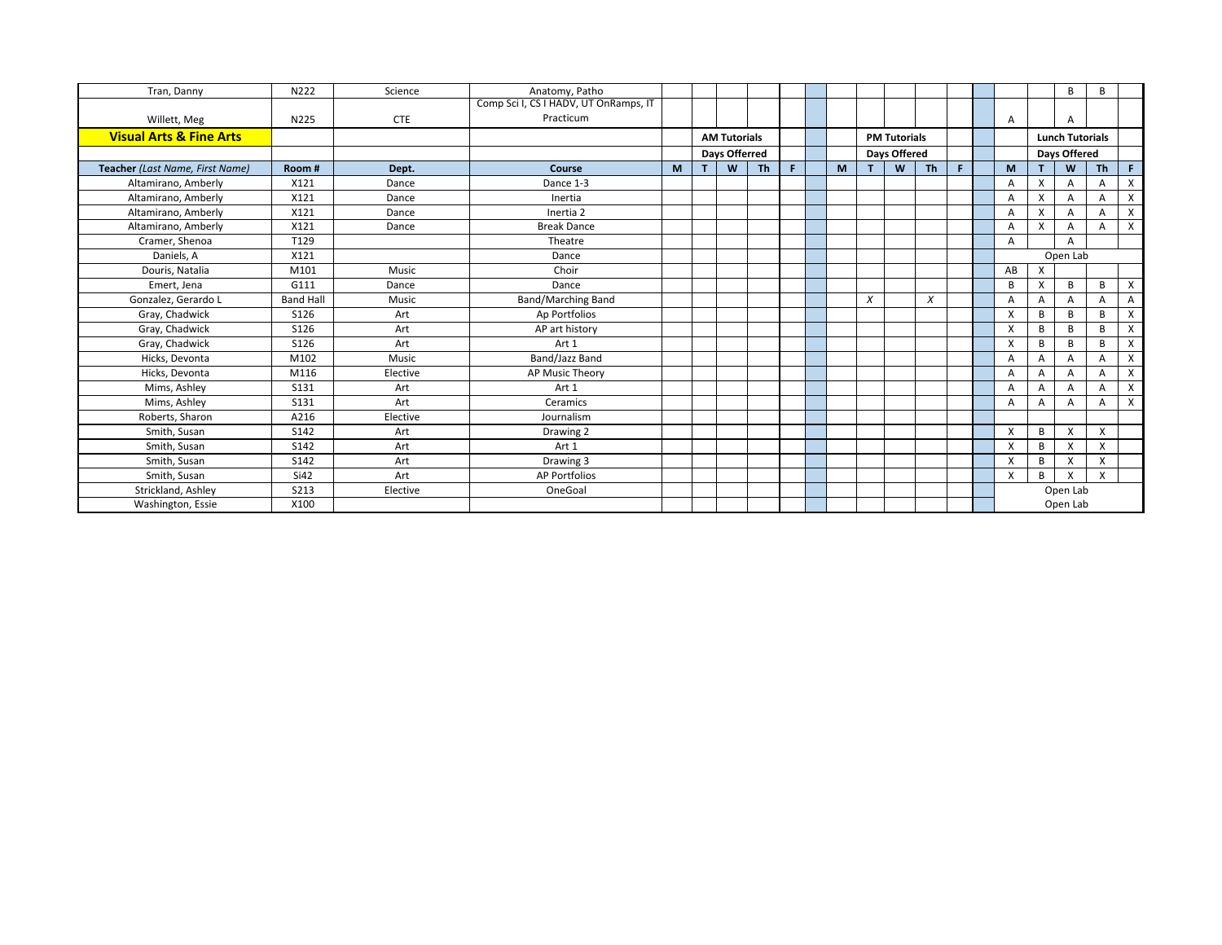| | | | | | | | | | | | | | | | | | | | | |
|---|---|---|---|---|---|---|---|---|---|---|---|---|---|---|---|---|---|---|---|---|
| Tran, Danny | N222 | Science | Anatomy, Patho | | | | | | | | | | | | | | | B | B | |
| Willett, Meg | N225 | CTE | Comp Sci I, CS I HADV, UT OnRamps, IT Practicum | | | | | | | | | | | | | A | | A | | |
| **Visual Arts & Fine Arts** | | | | | AM Tutorials | | | | | | | PM Tutorials | | | | | | Lunch Tutorials | | |
| | | | | | Days Offerred | | | | | | | Days Offered | | | | | | Days Offered | | |
| **Teacher** *(Last Name, First Name)* | **Room #** | **Dept.** | **Course** | **M** | **T** | **W** | **Th** | **F** | | **M** | **T** | **W** | **Th** | **F** | | **M** | **T** | **W** | **Th** | **F** |
| Altamirano, Amberly | X121 | Dance | Dance 1-3 | | | | | | | | | | | | | A | X | A | A | X |
| Altamirano, Amberly | X121 | Dance | Inertia | | | | | | | | | | | | | A | X | A | A | X |
| Altamirano, Amberly | X121 | Dance | Inertia 2 | | | | | | | | | | | | | A | X | A | A | X |
| Altamirano, Amberly | X121 | Dance | Break Dance | | | | | | | | | | | | | A | X | A | A | X |
| Cramer, Shenoa | T129 | | Theatre | | | | | | | | | | | | | A | | A | | |
| Daniels, A | X121 | | Dance | | | | | | | | | | | | | | | Open Lab | | |
| Douris, Natalia | M101 | Music | Choir | | | | | | | | | | | | | AB | X | | | |
| Emert, Jena | G111 | Dance | Dance | | | | | | | | | | | | | B | X | B | B | X |
| Gonzalez, Gerardo L | Band Hall | Music | Band/Marching Band | | | | | | | | *X* | | *X* | | | A | A | A | A | A |
| Gray, Chadwick | S126 | Art | Ap Portfolios | | | | | | | | | | | | | X | B | B | B | X |
| Gray, Chadwick | S126 | Art | AP art history | | | | | | | | | | | | | X | B | B | B | X |
| Gray, Chadwick | S126 | Art | Art 1 | | | | | | | | | | | | | X | B | B | B | X |
| Hicks, Devonta | M102 | Music | Band/Jazz Band | | | | | | | | | | | | | A | A | A | A | X |
| Hicks, Devonta | M116 | Elective | AP Music Theory | | | | | | | | | | | | | A | A | A | A | X |
| Mims, Ashley | S131 | Art | Art 1 | | | | | | | | | | | | | A | A | A | A | X |
| Mims, Ashley | S131 | Art | Ceramics | | | | | | | | | | | | | A | A | A | A | X |
| Roberts, Sharon | A216 | Elective | Journalism | | | | | | | | | | | | | | | | | |
| Smith, Susan | S142 | Art | Drawing 2 | | | | | | | | | | | | | X | B | X | X | |
| Smith, Susan | S142 | Art | Art 1 | | | | | | | | | | | | | X | B | X | X | |
| Smith, Susan | S142 | Art | Drawing 3 | | | | | | | | | | | | | X | B | X | X | |
| Smith, Susan | Si42 | Art | AP Portfolios | | | | | | | | | | | | | X | B | X | X | |
| Strickland, Ashley | S213 | Elective | OneGoal | | | | | | | | | | | | | | | Open Lab | | |
| Washington, Essie | X100 | | | | | | | | | | | | | | | | | Open Lab | | |